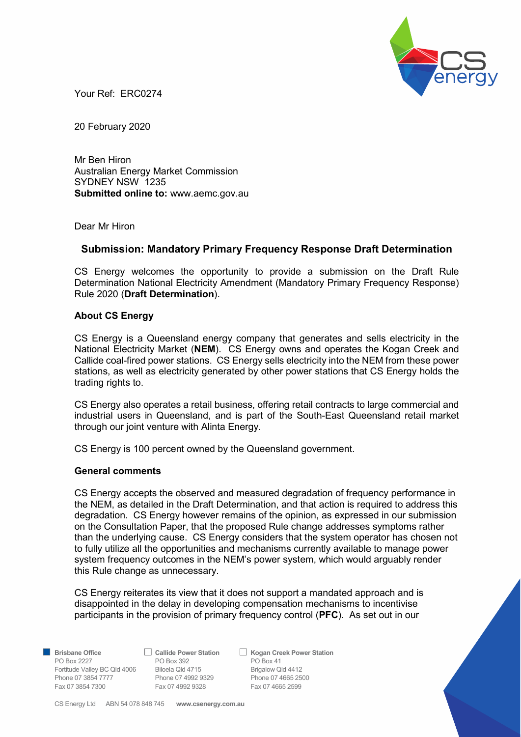Your Ref: ERC0274

20 February 2020

Mr Ben Hiron
Australian Energy Market Commission
SYDNEY NSW 1235
**Submitted online to:** www.aemc.gov.au

Dear Mr Hiron

## Submission: Mandatory Primary Frequency Response Draft Determination

CS Energy welcomes the opportunity to provide a submission on the Draft Rule Determination National Electricity Amendment (Mandatory Primary Frequency Response) Rule 2020 (**Draft Determination**).

### About CS Energy

CS Energy is a Queensland energy company that generates and sells electricity in the National Electricity Market (**NEM**). CS Energy owns and operates the Kogan Creek and Callide coal-fired power stations. CS Energy sells electricity into the NEM from these power stations, as well as electricity generated by other power stations that CS Energy holds the trading rights to.

CS Energy also operates a retail business, offering retail contracts to large commercial and industrial users in Queensland, and is part of the South-East Queensland retail market through our joint venture with Alinta Energy.

CS Energy is 100 percent owned by the Queensland government.

### General comments

CS Energy accepts the observed and measured degradation of frequency performance in the NEM, as detailed in the Draft Determination, and that action is required to address this degradation. CS Energy however remains of the opinion, as expressed in our submission on the Consultation Paper, that the proposed Rule change addresses symptoms rather than the underlying cause. CS Energy considers that the system operator has chosen not to fully utilize all the opportunities and mechanisms currently available to manage power system frequency outcomes in the NEM's power system, which would arguably render this Rule change as unnecessary.

CS Energy reiterates its view that it does not support a mandated approach and is disappointed in the delay in developing compensation mechanisms to incentivise participants in the provision of primary frequency control (**PFC**). As set out in our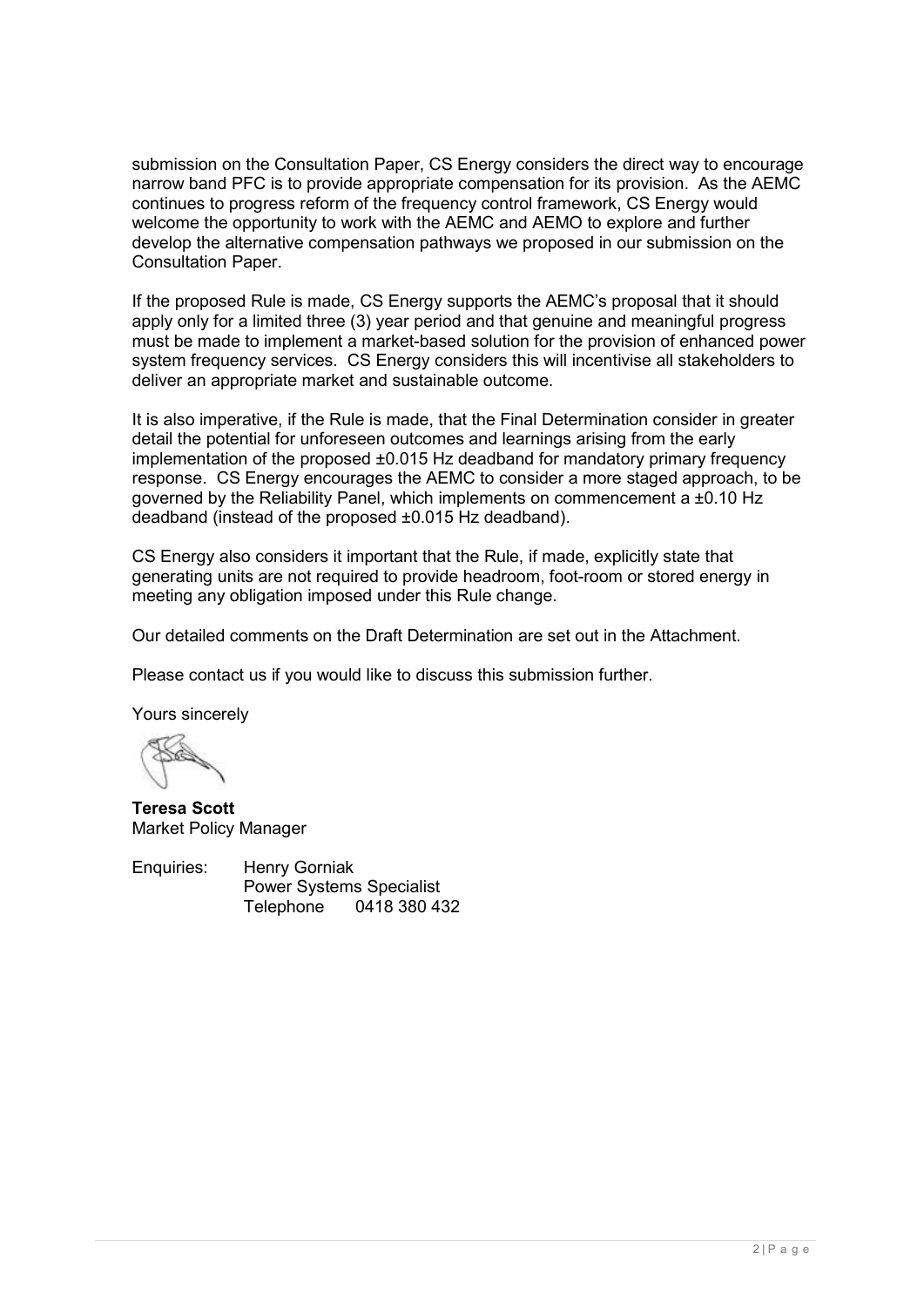submission on the Consultation Paper, CS Energy considers the direct way to encourage narrow band PFC is to provide appropriate compensation for its provision. As the AEMC continues to progress reform of the frequency control framework, CS Energy would welcome the opportunity to work with the AEMC and AEMO to explore and further develop the alternative compensation pathways we proposed in our submission on the Consultation Paper.

If the proposed Rule is made, CS Energy supports the AEMC's proposal that it should apply only for a limited three (3) year period and that genuine and meaningful progress must be made to implement a market-based solution for the provision of enhanced power system frequency services. CS Energy considers this will incentivise all stakeholders to deliver an appropriate market and sustainable outcome.

It is also imperative, if the Rule is made, that the Final Determination consider in greater detail the potential for unforeseen outcomes and learnings arising from the early implementation of the proposed ±0.015 Hz deadband for mandatory primary frequency response. CS Energy encourages the AEMC to consider a more staged approach, to be governed by the Reliability Panel, which implements on commencement a ±0.10 Hz deadband (instead of the proposed ±0.015 Hz deadband).

CS Energy also considers it important that the Rule, if made, explicitly state that generating units are not required to provide headroom, foot-room or stored energy in meeting any obligation imposed under this Rule change.

Our detailed comments on the Draft Determination are set out in the Attachment.

Please contact us if you would like to discuss this submission further.

Yours sincerely

**Teresa Scott**
Market Policy Manager

Enquiries: Henry Gorniak
Power Systems Specialist
Telephone 0418 380 432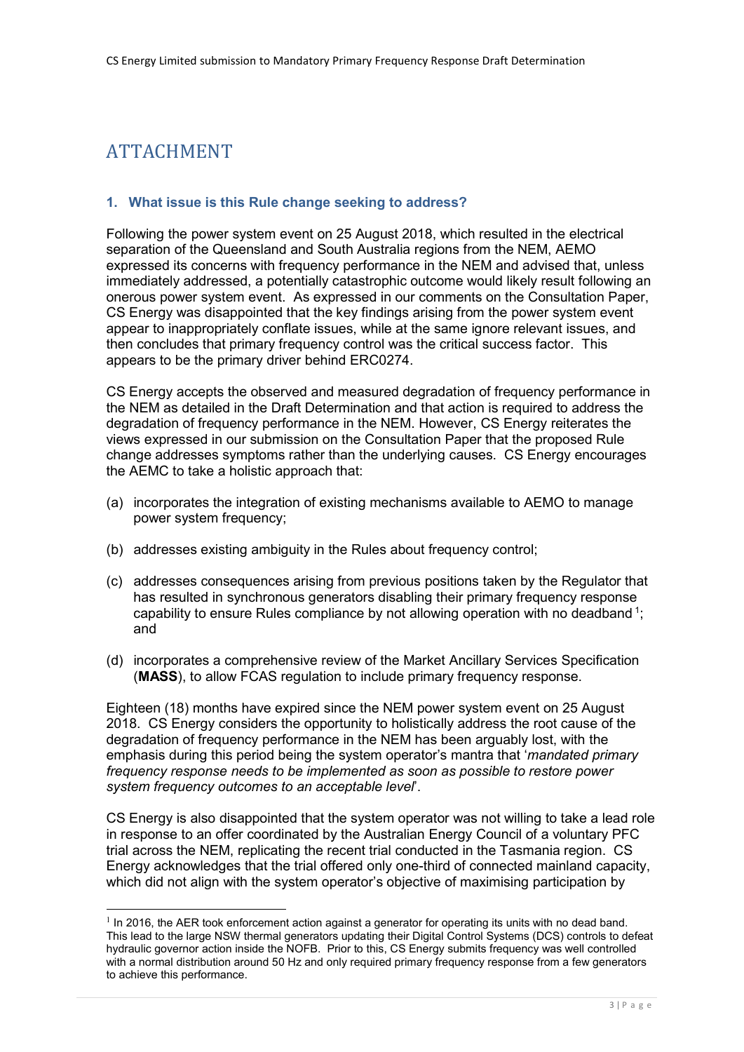# ATTACHMENT

### 1. What issue is this Rule change seeking to address?

Following the power system event on 25 August 2018, which resulted in the electrical separation of the Queensland and South Australia regions from the NEM, AEMO expressed its concerns with frequency performance in the NEM and advised that, unless immediately addressed, a potentially catastrophic outcome would likely result following an onerous power system event. As expressed in our comments on the Consultation Paper, CS Energy was disappointed that the key findings arising from the power system event appear to inappropriately conflate issues, while at the same ignore relevant issues, and then concludes that primary frequency control was the critical success factor. This appears to be the primary driver behind ERC0274.

CS Energy accepts the observed and measured degradation of frequency performance in the NEM as detailed in the Draft Determination and that action is required to address the degradation of frequency performance in the NEM. However, CS Energy reiterates the views expressed in our submission on the Consultation Paper that the proposed Rule change addresses symptoms rather than the underlying causes. CS Energy encourages the AEMC to take a holistic approach that:

(a) incorporates the integration of existing mechanisms available to AEMO to manage power system frequency;

(b) addresses existing ambiguity in the Rules about frequency control;

(c) addresses consequences arising from previous positions taken by the Regulator that has resulted in synchronous generators disabling their primary frequency response capability to ensure Rules compliance by not allowing operation with no deadband [1]; and

(d) incorporates a comprehensive review of the Market Ancillary Services Specification (**MASS**), to allow FCAS regulation to include primary frequency response.

Eighteen (18) months have expired since the NEM power system event on 25 August 2018. CS Energy considers the opportunity to holistically address the root cause of the degradation of frequency performance in the NEM has been arguably lost, with the emphasis during this period being the system operator's mantra that '*mandated primary frequency response needs to be implemented as soon as possible to restore power system frequency outcomes to an acceptable level*'.

CS Energy is also disappointed that the system operator was not willing to take a lead role in response to an offer coordinated by the Australian Energy Council of a voluntary PFC trial across the NEM, replicating the recent trial conducted in the Tasmania region. CS Energy acknowledges that the trial offered only one-third of connected mainland capacity, which did not align with the system operator's objective of maximising participation by

[1] In 2016, the AER took enforcement action against a generator for operating its units with no dead band. This lead to the large NSW thermal generators updating their Digital Control Systems (DCS) controls to defeat hydraulic governor action inside the NOFB. Prior to this, CS Energy submits frequency was well controlled with a normal distribution around 50 Hz and only required primary frequency response from a few generators to achieve this performance.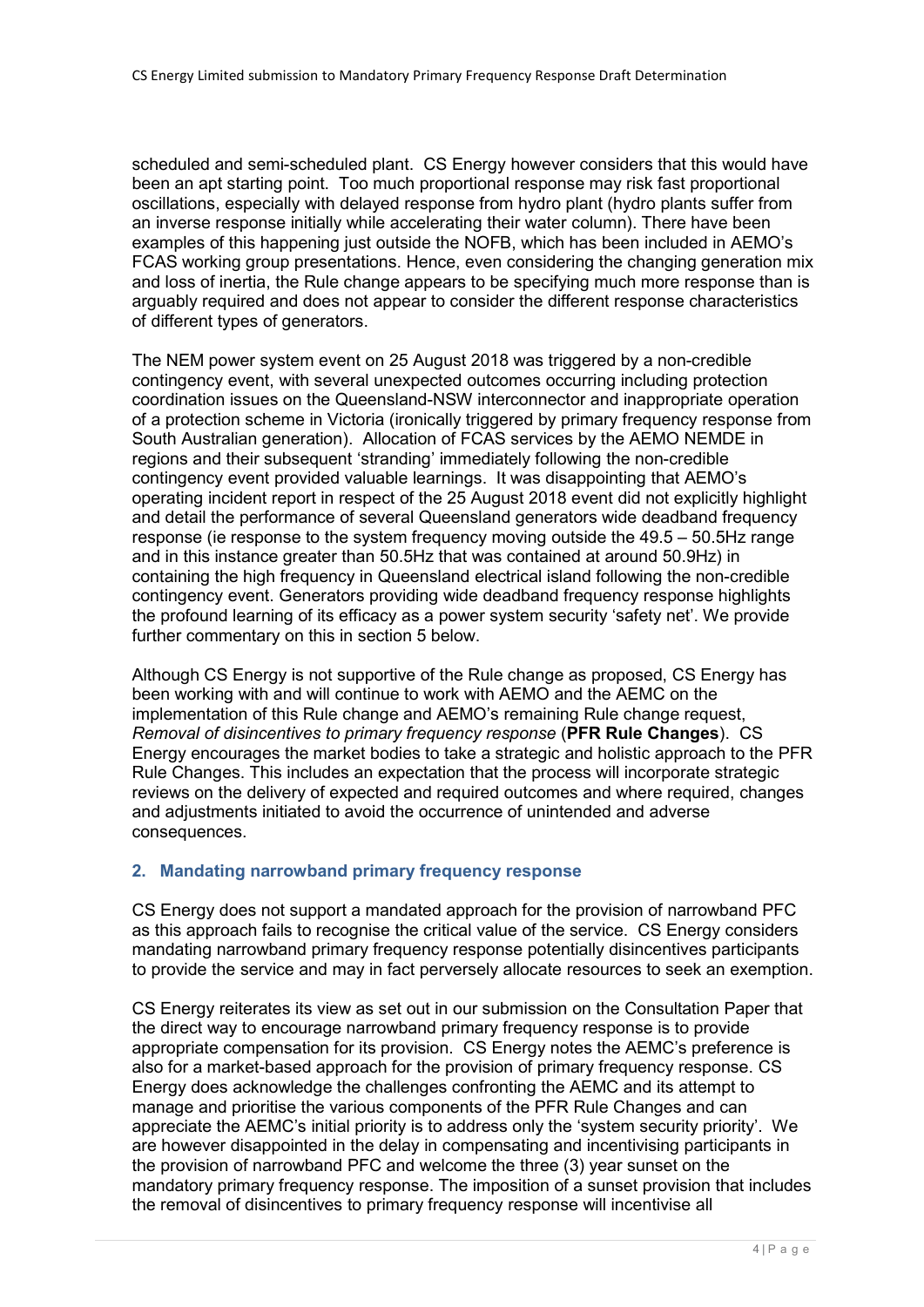scheduled and semi-scheduled plant. CS Energy however considers that this would have been an apt starting point. Too much proportional response may risk fast proportional oscillations, especially with delayed response from hydro plant (hydro plants suffer from an inverse response initially while accelerating their water column). There have been examples of this happening just outside the NOFB, which has been included in AEMO's FCAS working group presentations. Hence, even considering the changing generation mix and loss of inertia, the Rule change appears to be specifying much more response than is arguably required and does not appear to consider the different response characteristics of different types of generators.

The NEM power system event on 25 August 2018 was triggered by a non-credible contingency event, with several unexpected outcomes occurring including protection coordination issues on the Queensland-NSW interconnector and inappropriate operation of a protection scheme in Victoria (ironically triggered by primary frequency response from South Australian generation). Allocation of FCAS services by the AEMO NEMDE in regions and their subsequent 'stranding' immediately following the non-credible contingency event provided valuable learnings. It was disappointing that AEMO's operating incident report in respect of the 25 August 2018 event did not explicitly highlight and detail the performance of several Queensland generators wide deadband frequency response (ie response to the system frequency moving outside the 49.5 – 50.5Hz range and in this instance greater than 50.5Hz that was contained at around 50.9Hz) in containing the high frequency in Queensland electrical island following the non-credible contingency event. Generators providing wide deadband frequency response highlights the profound learning of its efficacy as a power system security 'safety net'. We provide further commentary on this in section 5 below.

Although CS Energy is not supportive of the Rule change as proposed, CS Energy has been working with and will continue to work with AEMO and the AEMC on the implementation of this Rule change and AEMO's remaining Rule change request, *Removal of disincentives to primary frequency response* (**PFR Rule Changes**). CS Energy encourages the market bodies to take a strategic and holistic approach to the PFR Rule Changes. This includes an expectation that the process will incorporate strategic reviews on the delivery of expected and required outcomes and where required, changes and adjustments initiated to avoid the occurrence of unintended and adverse consequences.

## 2. Mandating narrowband primary frequency response

CS Energy does not support a mandated approach for the provision of narrowband PFC as this approach fails to recognise the critical value of the service. CS Energy considers mandating narrowband primary frequency response potentially disincentives participants to provide the service and may in fact perversely allocate resources to seek an exemption.

CS Energy reiterates its view as set out in our submission on the Consultation Paper that the direct way to encourage narrowband primary frequency response is to provide appropriate compensation for its provision. CS Energy notes the AEMC's preference is also for a market-based approach for the provision of primary frequency response. CS Energy does acknowledge the challenges confronting the AEMC and its attempt to manage and prioritise the various components of the PFR Rule Changes and can appreciate the AEMC's initial priority is to address only the 'system security priority'. We are however disappointed in the delay in compensating and incentivising participants in the provision of narrowband PFC and welcome the three (3) year sunset on the mandatory primary frequency response. The imposition of a sunset provision that includes the removal of disincentives to primary frequency response will incentivise all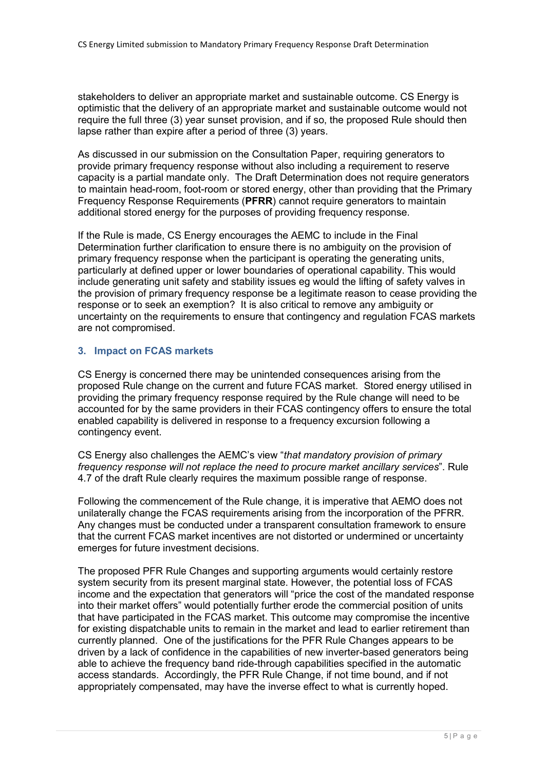stakeholders to deliver an appropriate market and sustainable outcome. CS Energy is optimistic that the delivery of an appropriate market and sustainable outcome would not require the full three (3) year sunset provision, and if so, the proposed Rule should then lapse rather than expire after a period of three (3) years.

As discussed in our submission on the Consultation Paper, requiring generators to provide primary frequency response without also including a requirement to reserve capacity is a partial mandate only. The Draft Determination does not require generators to maintain head-room, foot-room or stored energy, other than providing that the Primary Frequency Response Requirements (**PFRR**) cannot require generators to maintain additional stored energy for the purposes of providing frequency response.

If the Rule is made, CS Energy encourages the AEMC to include in the Final Determination further clarification to ensure there is no ambiguity on the provision of primary frequency response when the participant is operating the generating units, particularly at defined upper or lower boundaries of operational capability. This would include generating unit safety and stability issues eg would the lifting of safety valves in the provision of primary frequency response be a legitimate reason to cease providing the response or to seek an exemption? It is also critical to remove any ambiguity or uncertainty on the requirements to ensure that contingency and regulation FCAS markets are not compromised.

## 3. Impact on FCAS markets

CS Energy is concerned there may be unintended consequences arising from the proposed Rule change on the current and future FCAS market. Stored energy utilised in providing the primary frequency response required by the Rule change will need to be accounted for by the same providers in their FCAS contingency offers to ensure the total enabled capability is delivered in response to a frequency excursion following a contingency event.

CS Energy also challenges the AEMC's view "*that mandatory provision of primary frequency response will not replace the need to procure market ancillary services*". Rule 4.7 of the draft Rule clearly requires the maximum possible range of response.

Following the commencement of the Rule change, it is imperative that AEMO does not unilaterally change the FCAS requirements arising from the incorporation of the PFRR. Any changes must be conducted under a transparent consultation framework to ensure that the current FCAS market incentives are not distorted or undermined or uncertainty emerges for future investment decisions.

The proposed PFR Rule Changes and supporting arguments would certainly restore system security from its present marginal state. However, the potential loss of FCAS income and the expectation that generators will "price the cost of the mandated response into their market offers" would potentially further erode the commercial position of units that have participated in the FCAS market. This outcome may compromise the incentive for existing dispatchable units to remain in the market and lead to earlier retirement than currently planned. One of the justifications for the PFR Rule Changes appears to be driven by a lack of confidence in the capabilities of new inverter-based generators being able to achieve the frequency band ride-through capabilities specified in the automatic access standards. Accordingly, the PFR Rule Change, if not time bound, and if not appropriately compensated, may have the inverse effect to what is currently hoped.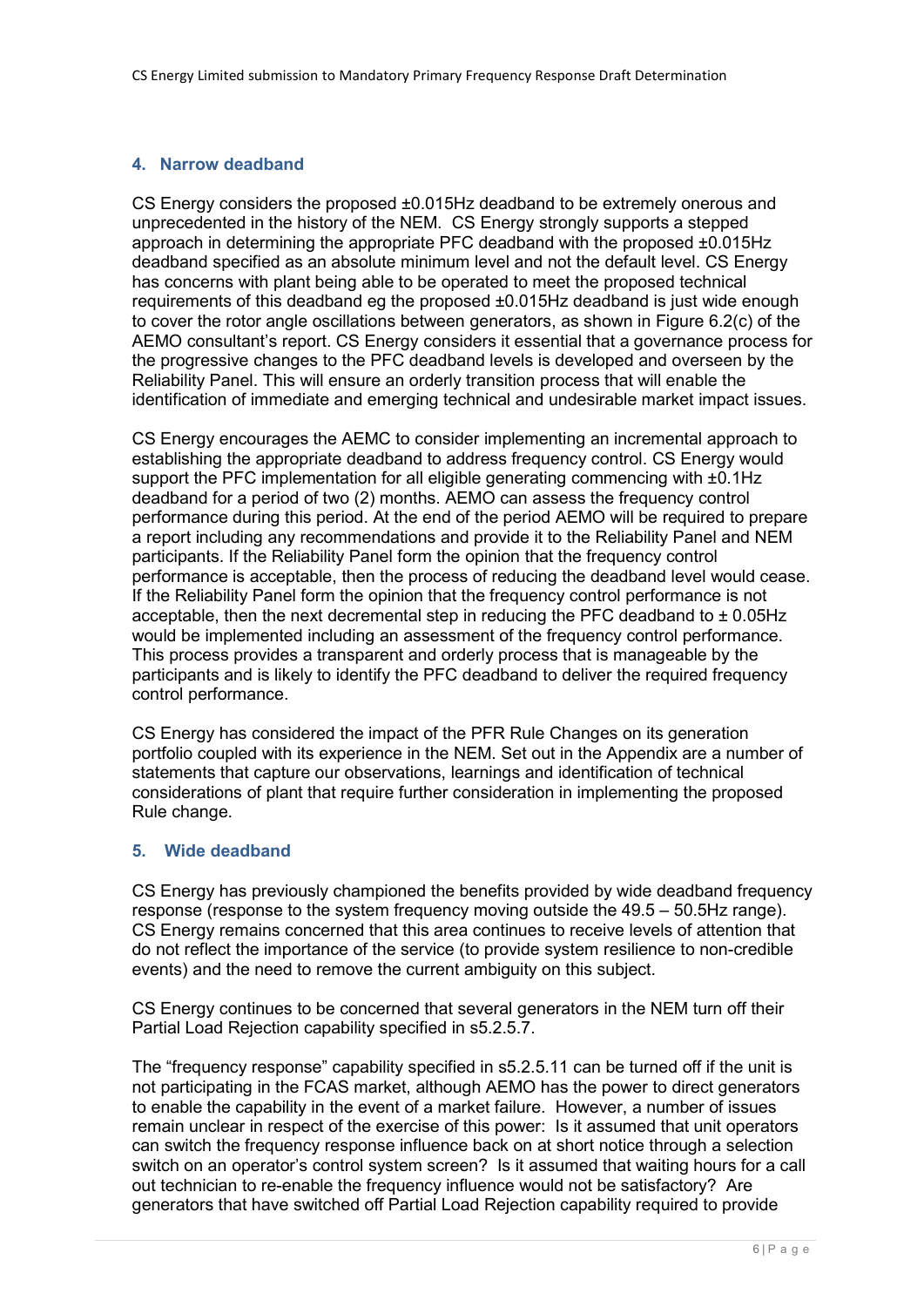## 4. Narrow deadband

CS Energy considers the proposed ±0.015Hz deadband to be extremely onerous and unprecedented in the history of the NEM. CS Energy strongly supports a stepped approach in determining the appropriate PFC deadband with the proposed ±0.015Hz deadband specified as an absolute minimum level and not the default level. CS Energy has concerns with plant being able to be operated to meet the proposed technical requirements of this deadband eg the proposed ±0.015Hz deadband is just wide enough to cover the rotor angle oscillations between generators, as shown in Figure 6.2(c) of the AEMO consultant's report. CS Energy considers it essential that a governance process for the progressive changes to the PFC deadband levels is developed and overseen by the Reliability Panel. This will ensure an orderly transition process that will enable the identification of immediate and emerging technical and undesirable market impact issues.

CS Energy encourages the AEMC to consider implementing an incremental approach to establishing the appropriate deadband to address frequency control. CS Energy would support the PFC implementation for all eligible generating commencing with ±0.1Hz deadband for a period of two (2) months. AEMO can assess the frequency control performance during this period. At the end of the period AEMO will be required to prepare a report including any recommendations and provide it to the Reliability Panel and NEM participants. If the Reliability Panel form the opinion that the frequency control performance is acceptable, then the process of reducing the deadband level would cease. If the Reliability Panel form the opinion that the frequency control performance is not acceptable, then the next decremental step in reducing the PFC deadband to ± 0.05Hz would be implemented including an assessment of the frequency control performance. This process provides a transparent and orderly process that is manageable by the participants and is likely to identify the PFC deadband to deliver the required frequency control performance.

CS Energy has considered the impact of the PFR Rule Changes on its generation portfolio coupled with its experience in the NEM. Set out in the Appendix are a number of statements that capture our observations, learnings and identification of technical considerations of plant that require further consideration in implementing the proposed Rule change.

## 5. Wide deadband

CS Energy has previously championed the benefits provided by wide deadband frequency response (response to the system frequency moving outside the 49.5 – 50.5Hz range). CS Energy remains concerned that this area continues to receive levels of attention that do not reflect the importance of the service (to provide system resilience to non-credible events) and the need to remove the current ambiguity on this subject.

CS Energy continues to be concerned that several generators in the NEM turn off their Partial Load Rejection capability specified in s5.2.5.7.

The "frequency response" capability specified in s5.2.5.11 can be turned off if the unit is not participating in the FCAS market, although AEMO has the power to direct generators to enable the capability in the event of a market failure. However, a number of issues remain unclear in respect of the exercise of this power: Is it assumed that unit operators can switch the frequency response influence back on at short notice through a selection switch on an operator's control system screen? Is it assumed that waiting hours for a call out technician to re-enable the frequency influence would not be satisfactory? Are generators that have switched off Partial Load Rejection capability required to provide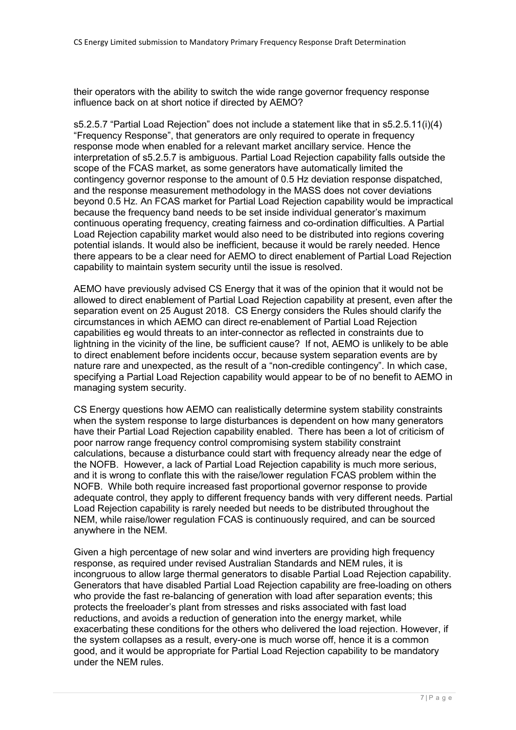their operators with the ability to switch the wide range governor frequency response influence back on at short notice if directed by AEMO?

s5.2.5.7 "Partial Load Rejection" does not include a statement like that in s5.2.5.11(i)(4) "Frequency Response", that generators are only required to operate in frequency response mode when enabled for a relevant market ancillary service. Hence the interpretation of s5.2.5.7 is ambiguous. Partial Load Rejection capability falls outside the scope of the FCAS market, as some generators have automatically limited the contingency governor response to the amount of 0.5 Hz deviation response dispatched, and the response measurement methodology in the MASS does not cover deviations beyond 0.5 Hz. An FCAS market for Partial Load Rejection capability would be impractical because the frequency band needs to be set inside individual generator's maximum continuous operating frequency, creating fairness and co-ordination difficulties. A Partial Load Rejection capability market would also need to be distributed into regions covering potential islands. It would also be inefficient, because it would be rarely needed. Hence there appears to be a clear need for AEMO to direct enablement of Partial Load Rejection capability to maintain system security until the issue is resolved.

AEMO have previously advised CS Energy that it was of the opinion that it would not be allowed to direct enablement of Partial Load Rejection capability at present, even after the separation event on 25 August 2018. CS Energy considers the Rules should clarify the circumstances in which AEMO can direct re-enablement of Partial Load Rejection capabilities eg would threats to an inter-connector as reflected in constraints due to lightning in the vicinity of the line, be sufficient cause? If not, AEMO is unlikely to be able to direct enablement before incidents occur, because system separation events are by nature rare and unexpected, as the result of a "non-credible contingency". In which case, specifying a Partial Load Rejection capability would appear to be of no benefit to AEMO in managing system security.

CS Energy questions how AEMO can realistically determine system stability constraints when the system response to large disturbances is dependent on how many generators have their Partial Load Rejection capability enabled. There has been a lot of criticism of poor narrow range frequency control compromising system stability constraint calculations, because a disturbance could start with frequency already near the edge of the NOFB. However, a lack of Partial Load Rejection capability is much more serious, and it is wrong to conflate this with the raise/lower regulation FCAS problem within the NOFB. While both require increased fast proportional governor response to provide adequate control, they apply to different frequency bands with very different needs. Partial Load Rejection capability is rarely needed but needs to be distributed throughout the NEM, while raise/lower regulation FCAS is continuously required, and can be sourced anywhere in the NEM.

Given a high percentage of new solar and wind inverters are providing high frequency response, as required under revised Australian Standards and NEM rules, it is incongruous to allow large thermal generators to disable Partial Load Rejection capability. Generators that have disabled Partial Load Rejection capability are free-loading on others who provide the fast re-balancing of generation with load after separation events; this protects the freeloader's plant from stresses and risks associated with fast load reductions, and avoids a reduction of generation into the energy market, while exacerbating these conditions for the others who delivered the load rejection. However, if the system collapses as a result, every-one is much worse off, hence it is a common good, and it would be appropriate for Partial Load Rejection capability to be mandatory under the NEM rules.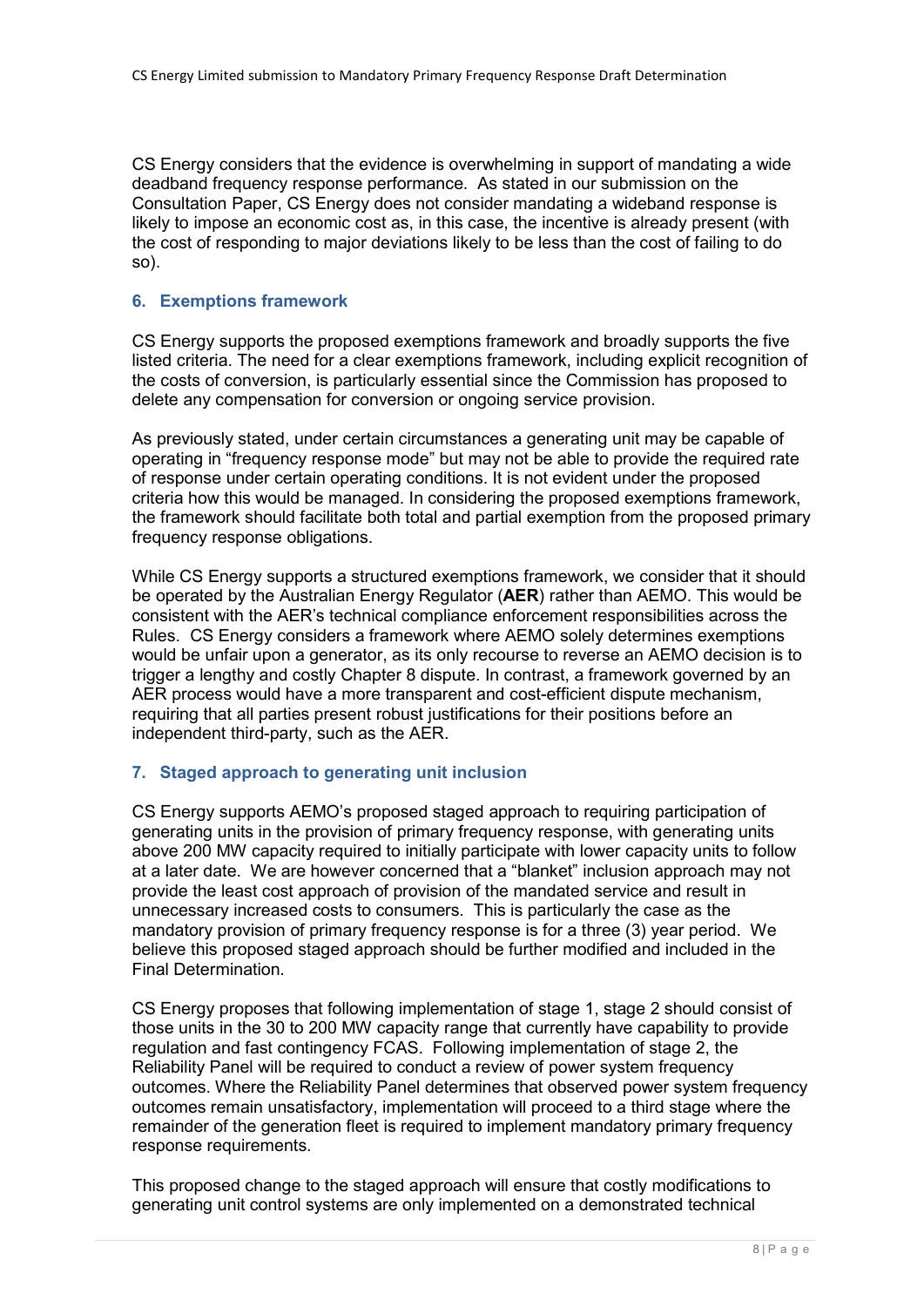CS Energy considers that the evidence is overwhelming in support of mandating a wide deadband frequency response performance. As stated in our submission on the Consultation Paper, CS Energy does not consider mandating a wideband response is likely to impose an economic cost as, in this case, the incentive is already present (with the cost of responding to major deviations likely to be less than the cost of failing to do so).

## 6. Exemptions framework

CS Energy supports the proposed exemptions framework and broadly supports the five listed criteria. The need for a clear exemptions framework, including explicit recognition of the costs of conversion, is particularly essential since the Commission has proposed to delete any compensation for conversion or ongoing service provision.

As previously stated, under certain circumstances a generating unit may be capable of operating in "frequency response mode" but may not be able to provide the required rate of response under certain operating conditions. It is not evident under the proposed criteria how this would be managed. In considering the proposed exemptions framework, the framework should facilitate both total and partial exemption from the proposed primary frequency response obligations.

While CS Energy supports a structured exemptions framework, we consider that it should be operated by the Australian Energy Regulator (**AER**) rather than AEMO. This would be consistent with the AER's technical compliance enforcement responsibilities across the Rules. CS Energy considers a framework where AEMO solely determines exemptions would be unfair upon a generator, as its only recourse to reverse an AEMO decision is to trigger a lengthy and costly Chapter 8 dispute. In contrast, a framework governed by an AER process would have a more transparent and cost-efficient dispute mechanism, requiring that all parties present robust justifications for their positions before an independent third-party, such as the AER.

## 7. Staged approach to generating unit inclusion

CS Energy supports AEMO's proposed staged approach to requiring participation of generating units in the provision of primary frequency response, with generating units above 200 MW capacity required to initially participate with lower capacity units to follow at a later date. We are however concerned that a "blanket" inclusion approach may not provide the least cost approach of provision of the mandated service and result in unnecessary increased costs to consumers. This is particularly the case as the mandatory provision of primary frequency response is for a three (3) year period. We believe this proposed staged approach should be further modified and included in the Final Determination.

CS Energy proposes that following implementation of stage 1, stage 2 should consist of those units in the 30 to 200 MW capacity range that currently have capability to provide regulation and fast contingency FCAS. Following implementation of stage 2, the Reliability Panel will be required to conduct a review of power system frequency outcomes. Where the Reliability Panel determines that observed power system frequency outcomes remain unsatisfactory, implementation will proceed to a third stage where the remainder of the generation fleet is required to implement mandatory primary frequency response requirements.

This proposed change to the staged approach will ensure that costly modifications to generating unit control systems are only implemented on a demonstrated technical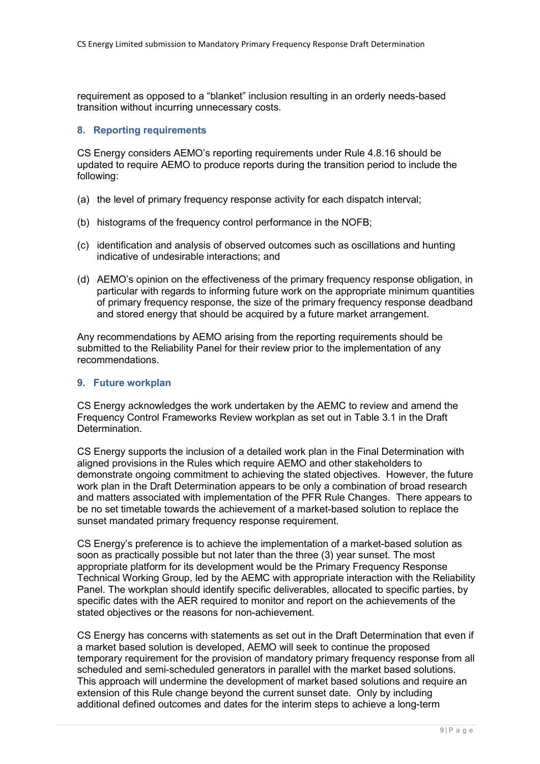requirement as opposed to a "blanket" inclusion resulting in an orderly needs-based transition without incurring unnecessary costs.

## 8. Reporting requirements

CS Energy considers AEMO's reporting requirements under Rule 4.8.16 should be updated to require AEMO to produce reports during the transition period to include the following:

(a) the level of primary frequency response activity for each dispatch interval;

(b) histograms of the frequency control performance in the NOFB;

(c) identification and analysis of observed outcomes such as oscillations and hunting indicative of undesirable interactions; and

(d) AEMO's opinion on the effectiveness of the primary frequency response obligation, in particular with regards to informing future work on the appropriate minimum quantities of primary frequency response, the size of the primary frequency response deadband and stored energy that should be acquired by a future market arrangement.

Any recommendations by AEMO arising from the reporting requirements should be submitted to the Reliability Panel for their review prior to the implementation of any recommendations.

## 9. Future workplan

CS Energy acknowledges the work undertaken by the AEMC to review and amend the Frequency Control Frameworks Review workplan as set out in Table 3.1 in the Draft Determination.

CS Energy supports the inclusion of a detailed work plan in the Final Determination with aligned provisions in the Rules which require AEMO and other stakeholders to demonstrate ongoing commitment to achieving the stated objectives. However, the future work plan in the Draft Determination appears to be only a combination of broad research and matters associated with implementation of the PFR Rule Changes. There appears to be no set timetable towards the achievement of a market-based solution to replace the sunset mandated primary frequency response requirement.

CS Energy's preference is to achieve the implementation of a market-based solution as soon as practically possible but not later than the three (3) year sunset. The most appropriate platform for its development would be the Primary Frequency Response Technical Working Group, led by the AEMC with appropriate interaction with the Reliability Panel. The workplan should identify specific deliverables, allocated to specific parties, by specific dates with the AER required to monitor and report on the achievements of the stated objectives or the reasons for non-achievement.

CS Energy has concerns with statements as set out in the Draft Determination that even if a market based solution is developed, AEMO will seek to continue the proposed temporary requirement for the provision of mandatory primary frequency response from all scheduled and semi-scheduled generators in parallel with the market based solutions. This approach will undermine the development of market based solutions and require an extension of this Rule change beyond the current sunset date. Only by including additional defined outcomes and dates for the interim steps to achieve a long-term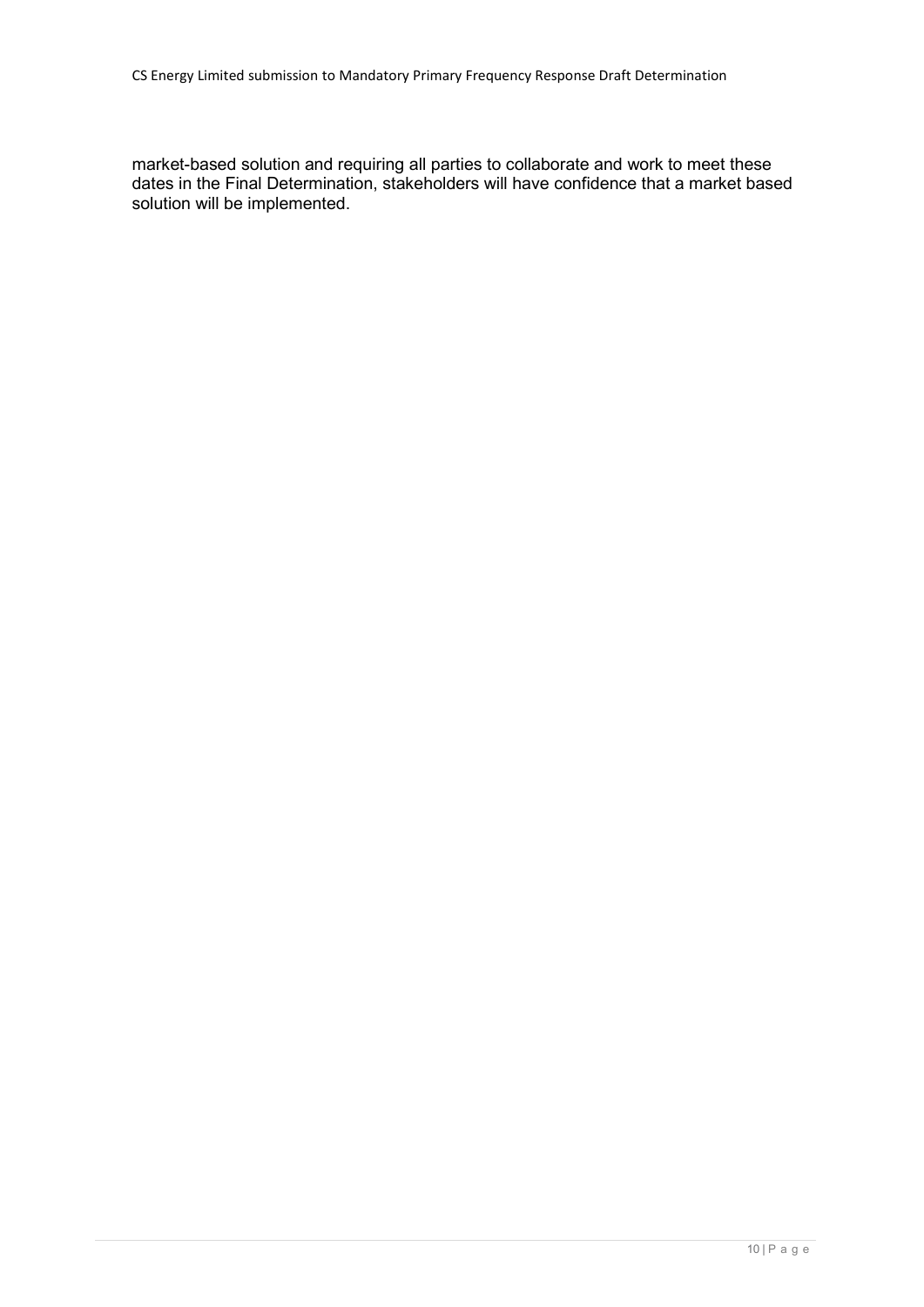market-based solution and requiring all parties to collaborate and work to meet these dates in the Final Determination, stakeholders will have confidence that a market based solution will be implemented.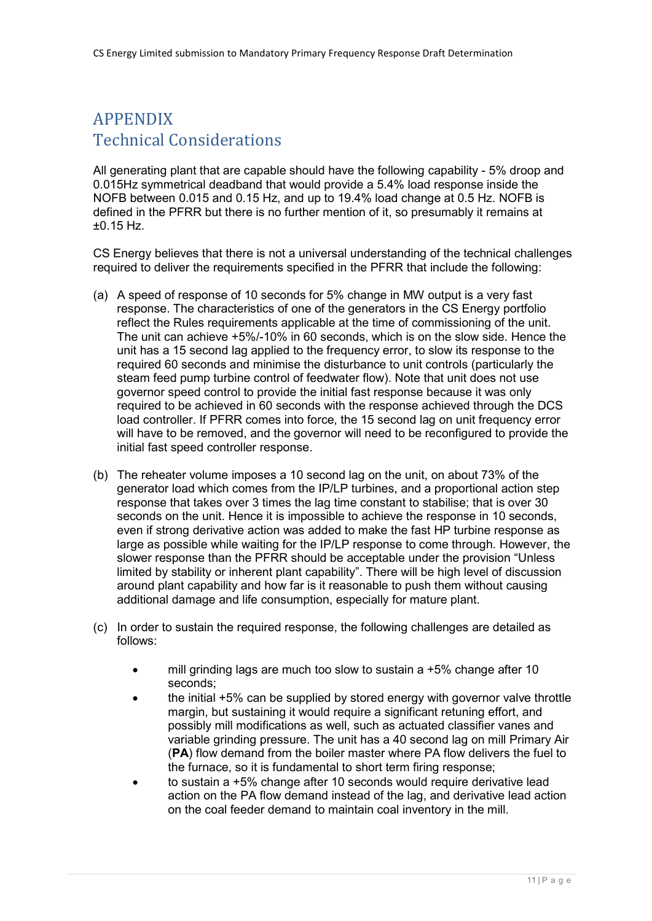# APPENDIX
## Technical Considerations

All generating plant that are capable should have the following capability - 5% droop and 0.015Hz symmetrical deadband that would provide a 5.4% load response inside the NOFB between 0.015 and 0.15 Hz, and up to 19.4% load change at 0.5 Hz. NOFB is defined in the PFRR but there is no further mention of it, so presumably it remains at ±0.15 Hz.

CS Energy believes that there is not a universal understanding of the technical challenges required to deliver the requirements specified in the PFRR that include the following:

(a) A speed of response of 10 seconds for 5% change in MW output is a very fast response. The characteristics of one of the generators in the CS Energy portfolio reflect the Rules requirements applicable at the time of commissioning of the unit. The unit can achieve +5%/-10% in 60 seconds, which is on the slow side. Hence the unit has a 15 second lag applied to the frequency error, to slow its response to the required 60 seconds and minimise the disturbance to unit controls (particularly the steam feed pump turbine control of feedwater flow). Note that unit does not use governor speed control to provide the initial fast response because it was only required to be achieved in 60 seconds with the response achieved through the DCS load controller. If PFRR comes into force, the 15 second lag on unit frequency error will have to be removed, and the governor will need to be reconfigured to provide the initial fast speed controller response.

(b) The reheater volume imposes a 10 second lag on the unit, on about 73% of the generator load which comes from the IP/LP turbines, and a proportional action step response that takes over 3 times the lag time constant to stabilise; that is over 30 seconds on the unit. Hence it is impossible to achieve the response in 10 seconds, even if strong derivative action was added to make the fast HP turbine response as large as possible while waiting for the IP/LP response to come through. However, the slower response than the PFRR should be acceptable under the provision "Unless limited by stability or inherent plant capability". There will be high level of discussion around plant capability and how far is it reasonable to push them without causing additional damage and life consumption, especially for mature plant.

(c) In order to sustain the required response, the following challenges are detailed as follows:

   - mill grinding lags are much too slow to sustain a +5% change after 10 seconds;
   - the initial +5% can be supplied by stored energy with governor valve throttle margin, but sustaining it would require a significant retuning effort, and possibly mill modifications as well, such as actuated classifier vanes and variable grinding pressure. The unit has a 40 second lag on mill Primary Air (**PA**) flow demand from the boiler master where PA flow delivers the fuel to the furnace, so it is fundamental to short term firing response;
   - to sustain a +5% change after 10 seconds would require derivative lead action on the PA flow demand instead of the lag, and derivative lead action on the coal feeder demand to maintain coal inventory in the mill.